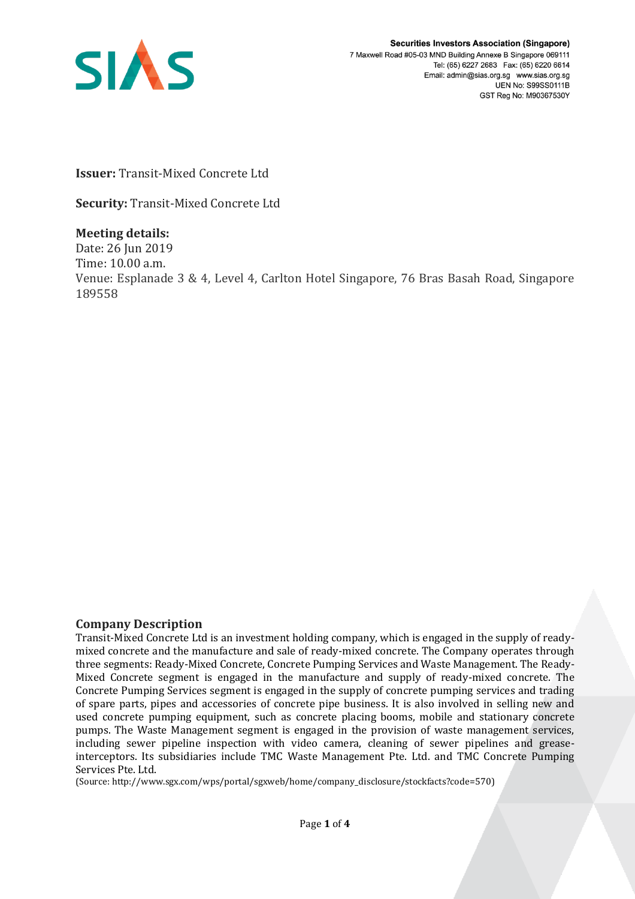Securities Investors Association (Singapore)
7 Maxwell Road #05-03 MND Building Annexe B Singapore 069111
Tel: (65) 6227 2683 Fax: (65) 6220 6614
Email: admin@sias.org.sg www.sias.org.sg
UEN No: S99SS0111B
GST Reg No: M90367530Y

**Issuer:** Transit-Mixed Concrete Ltd

**Security:** Transit-Mixed Concrete Ltd

**Meeting details:**
Date: 26 Jun 2019
Time: 10.00 a.m.
Venue: Esplanade 3 & 4, Level 4, Carlton Hotel Singapore, 76 Bras Basah Road, Singapore 189558

## Company Description

Transit-Mixed Concrete Ltd is an investment holding company, which is engaged in the supply of ready-mixed concrete and the manufacture and sale of ready-mixed concrete. The Company operates through three segments: Ready-Mixed Concrete, Concrete Pumping Services and Waste Management. The Ready-Mixed Concrete segment is engaged in the manufacture and supply of ready-mixed concrete. The Concrete Pumping Services segment is engaged in the supply of concrete pumping services and trading of spare parts, pipes and accessories of concrete pipe business. It is also involved in selling new and used concrete pumping equipment, such as concrete placing booms, mobile and stationary concrete pumps. The Waste Management segment is engaged in the provision of waste management services, including sewer pipeline inspection with video camera, cleaning of sewer pipelines and grease-interceptors. Its subsidiaries include TMC Waste Management Pte. Ltd. and TMC Concrete Pumping Services Pte. Ltd.

(Source: http://www.sgx.com/wps/portal/sgxweb/home/company_disclosure/stockfacts?code=570)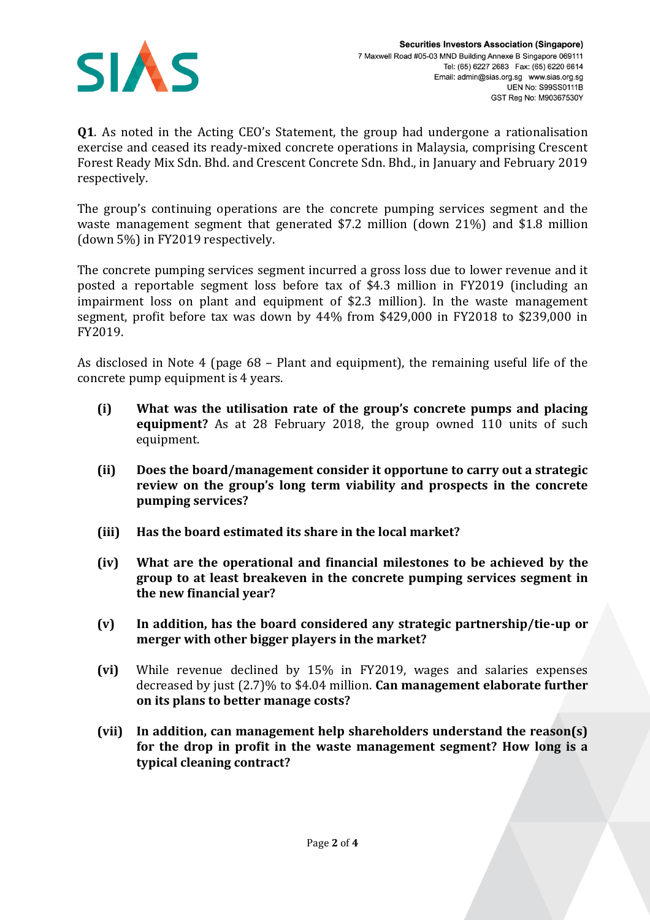**Q1**. As noted in the Acting CEO's Statement, the group had undergone a rationalisation exercise and ceased its ready-mixed concrete operations in Malaysia, comprising Crescent Forest Ready Mix Sdn. Bhd. and Crescent Concrete Sdn. Bhd., in January and February 2019 respectively.

The group's continuing operations are the concrete pumping services segment and the waste management segment that generated $7.2 million (down 21%) and $1.8 million (down 5%) in FY2019 respectively.

The concrete pumping services segment incurred a gross loss due to lower revenue and it posted a reportable segment loss before tax of $4.3 million in FY2019 (including an impairment loss on plant and equipment of $2.3 million). In the waste management segment, profit before tax was down by 44% from $429,000 in FY2018 to $239,000 in FY2019.

As disclosed in Note 4 (page 68 – Plant and equipment), the remaining useful life of the concrete pump equipment is 4 years.

- **(i) What was the utilisation rate of the group's concrete pumps and placing equipment?** As at 28 February 2018, the group owned 110 units of such equipment.
- **(ii) Does the board/management consider it opportune to carry out a strategic review on the group's long term viability and prospects in the concrete pumping services?**
- **(iii) Has the board estimated its share in the local market?**
- **(iv) What are the operational and financial milestones to be achieved by the group to at least breakeven in the concrete pumping services segment in the new financial year?**
- **(v) In addition, has the board considered any strategic partnership/tie-up or merger with other bigger players in the market?**
- **(vi)** While revenue declined by 15% in FY2019, wages and salaries expenses decreased by just (2.7)% to $4.04 million. **Can management elaborate further on its plans to better manage costs?**
- **(vii) In addition, can management help shareholders understand the reason(s) for the drop in profit in the waste management segment? How long is a typical cleaning contract?**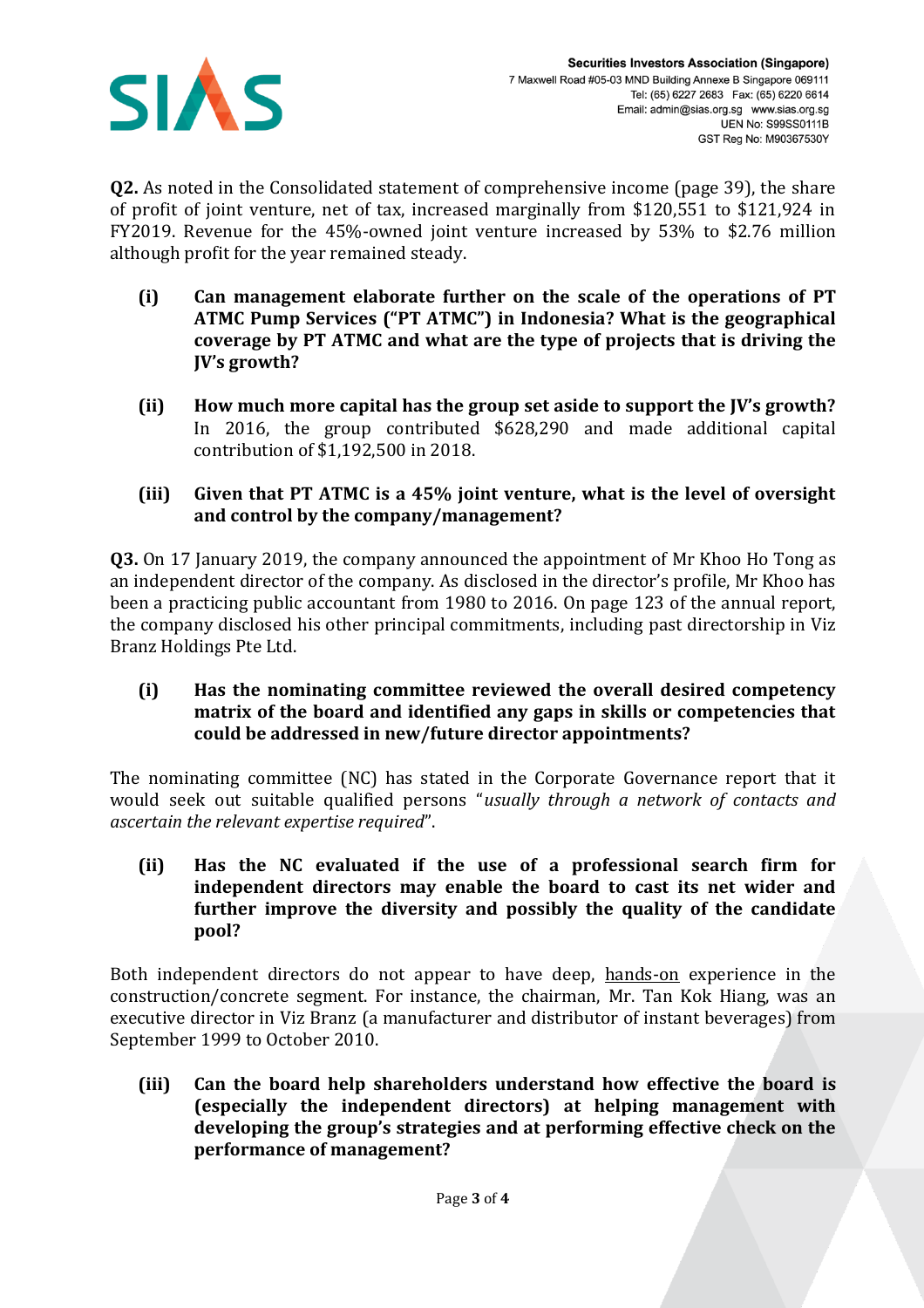**Q2.** As noted in the Consolidated statement of comprehensive income (page 39), the share of profit of joint venture, net of tax, increased marginally from $120,551 to $121,924 in FY2019. Revenue for the 45%-owned joint venture increased by 53% to $2.76 million although profit for the year remained steady.

- **(i) Can management elaborate further on the scale of the operations of PT ATMC Pump Services ("PT ATMC") in Indonesia? What is the geographical coverage by PT ATMC and what are the type of projects that is driving the JV's growth?**

- **(ii) How much more capital has the group set aside to support the JV's growth?** In 2016, the group contributed $628,290 and made additional capital contribution of $1,192,500 in 2018.

- **(iii) Given that PT ATMC is a 45% joint venture, what is the level of oversight and control by the company/management?**

**Q3.** On 17 January 2019, the company announced the appointment of Mr Khoo Ho Tong as an independent director of the company. As disclosed in the director's profile, Mr Khoo has been a practicing public accountant from 1980 to 2016. On page 123 of the annual report, the company disclosed his other principal commitments, including past directorship in Viz Branz Holdings Pte Ltd.

- **(i) Has the nominating committee reviewed the overall desired competency matrix of the board and identified any gaps in skills or competencies that could be addressed in new/future director appointments?**

The nominating committee (NC) has stated in the Corporate Governance report that it would seek out suitable qualified persons "*usually through a network of contacts and ascertain the relevant expertise required*".

- **(ii) Has the NC evaluated if the use of a professional search firm for independent directors may enable the board to cast its net wider and further improve the diversity and possibly the quality of the candidate pool?**

Both independent directors do not appear to have deep, <u>hands-on</u> experience in the construction/concrete segment. For instance, the chairman, Mr. Tan Kok Hiang, was an executive director in Viz Branz (a manufacturer and distributor of instant beverages) from September 1999 to October 2010.

- **(iii) Can the board help shareholders understand how effective the board is (especially the independent directors) at helping management with developing the group's strategies and at performing effective check on the performance of management?**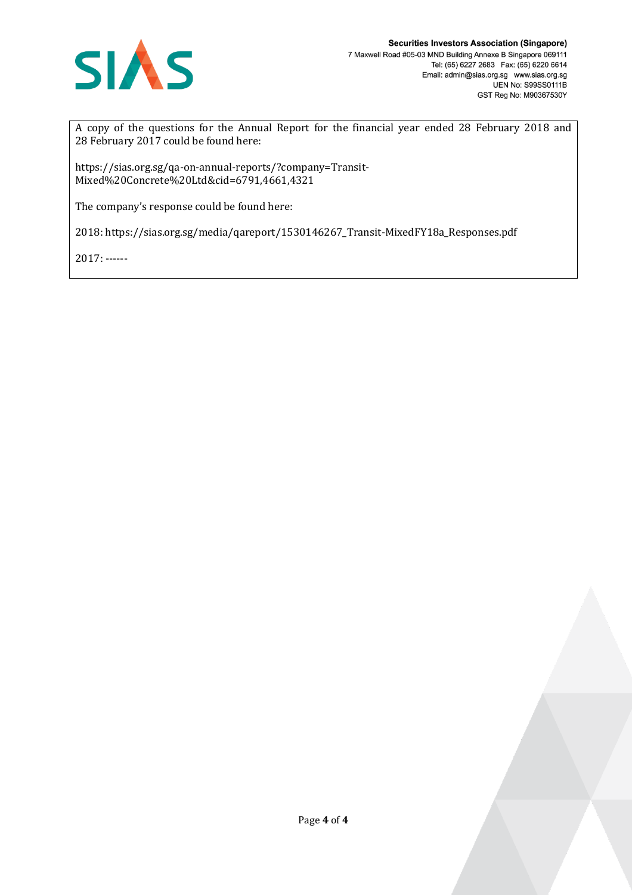A copy of the questions for the Annual Report for the financial year ended 28 February 2018 and 28 February 2017 could be found here:

https://sias.org.sg/qa-on-annual-reports/?company=Transit-Mixed%20Concrete%20Ltd&cid=6791,4661,4321

The company's response could be found here:

2018: https://sias.org.sg/media/qareport/1530146267_Transit-MixedFY18a_Responses.pdf

2017: ------